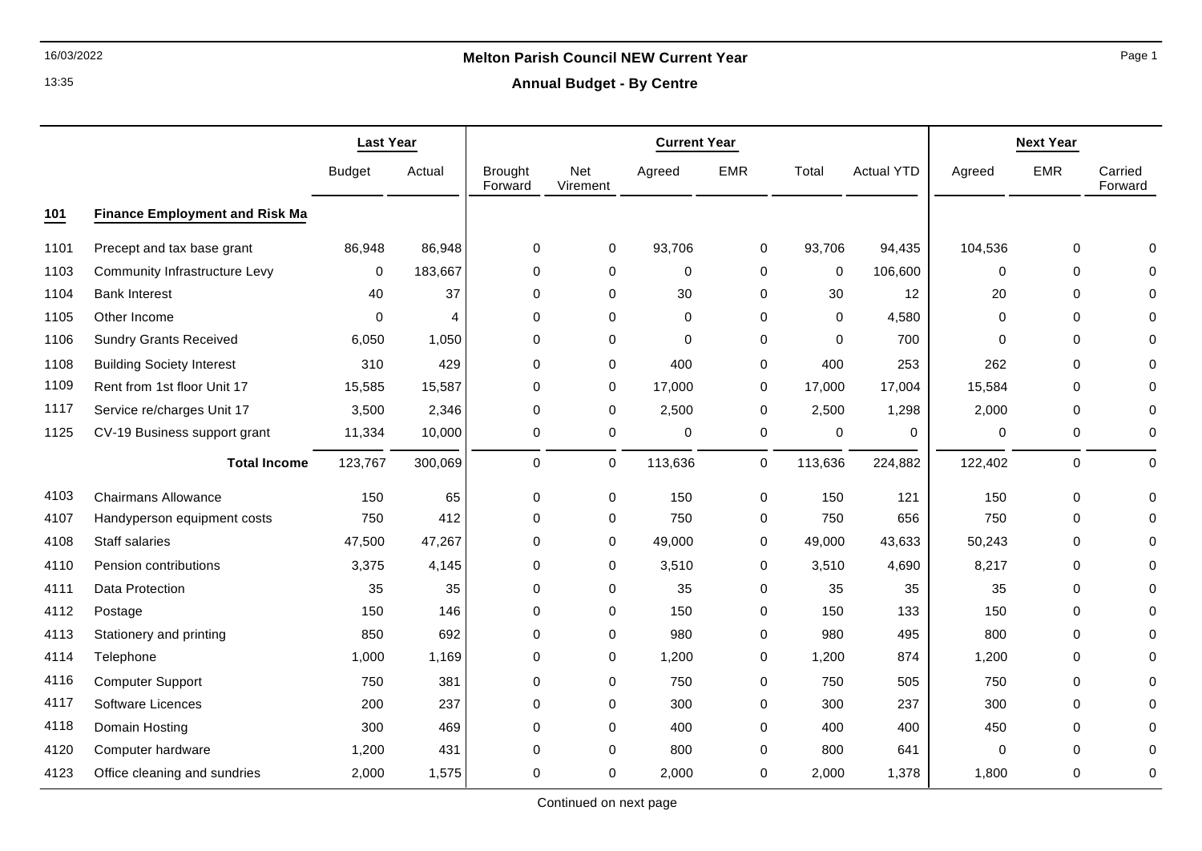# Melton Parish Council NEW Current Year

## Annual Budget - By Centre

| | | Last Year | | Current Year | | | | | | Next Year | | |
|---|---|---|---|---|---|---|---|---|---|---|---|---|
| | | Budget | Actual | Brought Forward | Net Virement | Agreed | EMR | Total | Actual YTD | Agreed | EMR | Carried Forward |
| **101** | **Finance Employment and Risk Ma** | | | | | | | | | | | |
| 1101 | Precept and tax base grant | 86,948 | 86,948 | 0 | 0 | 93,706 | 0 | 93,706 | 94,435 | 104,536 | 0 | 0 |
| 1103 | Community Infrastructure Levy | 0 | 183,667 | 0 | 0 | 0 | 0 | 0 | 106,600 | 0 | 0 | 0 |
| 1104 | Bank Interest | 40 | 37 | 0 | 0 | 30 | 0 | 30 | 12 | 20 | 0 | 0 |
| 1105 | Other Income | 0 | 4 | 0 | 0 | 0 | 0 | 0 | 4,580 | 0 | 0 | 0 |
| 1106 | Sundry Grants Received | 6,050 | 1,050 | 0 | 0 | 0 | 0 | 0 | 700 | 0 | 0 | 0 |
| 1108 | Building Society Interest | 310 | 429 | 0 | 0 | 400 | 0 | 400 | 253 | 262 | 0 | 0 |
| 1109 | Rent from 1st floor Unit 17 | 15,585 | 15,587 | 0 | 0 | 17,000 | 0 | 17,000 | 17,004 | 15,584 | 0 | 0 |
| 1117 | Service re/charges Unit 17 | 3,500 | 2,346 | 0 | 0 | 2,500 | 0 | 2,500 | 1,298 | 2,000 | 0 | 0 |
| 1125 | CV-19 Business support grant | 11,334 | 10,000 | 0 | 0 | 0 | 0 | 0 | 0 | 0 | 0 | 0 |
| | **Total Income** | 123,767 | 300,069 | 0 | 0 | 113,636 | 0 | 113,636 | 224,882 | 122,402 | 0 | 0 |
| 4103 | Chairmans Allowance | 150 | 65 | 0 | 0 | 150 | 0 | 150 | 121 | 150 | 0 | 0 |
| 4107 | Handyperson equipment costs | 750 | 412 | 0 | 0 | 750 | 0 | 750 | 656 | 750 | 0 | 0 |
| 4108 | Staff salaries | 47,500 | 47,267 | 0 | 0 | 49,000 | 0 | 49,000 | 43,633 | 50,243 | 0 | 0 |
| 4110 | Pension contributions | 3,375 | 4,145 | 0 | 0 | 3,510 | 0 | 3,510 | 4,690 | 8,217 | 0 | 0 |
| 4111 | Data Protection | 35 | 35 | 0 | 0 | 35 | 0 | 35 | 35 | 35 | 0 | 0 |
| 4112 | Postage | 150 | 146 | 0 | 0 | 150 | 0 | 150 | 133 | 150 | 0 | 0 |
| 4113 | Stationery and printing | 850 | 692 | 0 | 0 | 980 | 0 | 980 | 495 | 800 | 0 | 0 |
| 4114 | Telephone | 1,000 | 1,169 | 0 | 0 | 1,200 | 0 | 1,200 | 874 | 1,200 | 0 | 0 |
| 4116 | Computer Support | 750 | 381 | 0 | 0 | 750 | 0 | 750 | 505 | 750 | 0 | 0 |
| 4117 | Software Licences | 200 | 237 | 0 | 0 | 300 | 0 | 300 | 237 | 300 | 0 | 0 |
| 4118 | Domain Hosting | 300 | 469 | 0 | 0 | 400 | 0 | 400 | 400 | 450 | 0 | 0 |
| 4120 | Computer hardware | 1,200 | 431 | 0 | 0 | 800 | 0 | 800 | 641 | 0 | 0 | 0 |
| 4123 | Office cleaning and sundries | 2,000 | 1,575 | 0 | 0 | 2,000 | 0 | 2,000 | 1,378 | 1,800 | 0 | 0 |

Continued on next page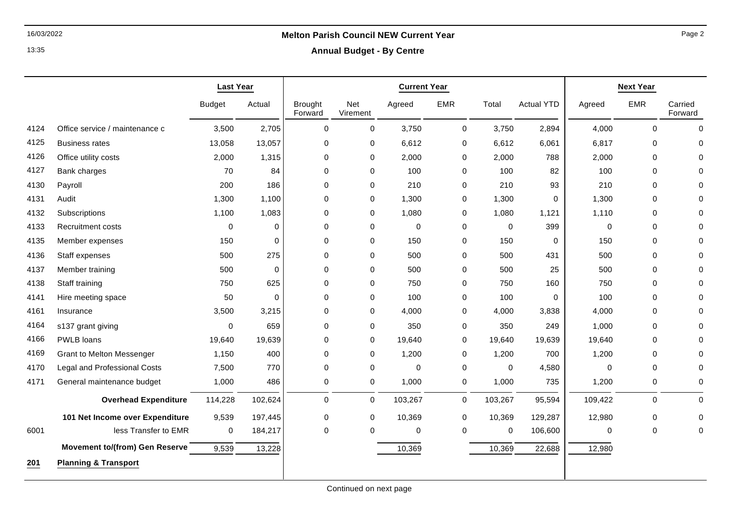## Melton Parish Council NEW Current Year

### Annual Budget - By Centre

| | | Last Year | | Current Year | | | | | | Next Year | | |
|---|---|---|---|---|---|---|---|---|---|---|---|---|
| | | Budget | Actual | Brought Forward | Net Virement | Agreed | EMR | Total | Actual YTD | Agreed | EMR | Carried Forward |
| 4124 | Office service / maintenance c | 3,500 | 2,705 | 0 | 0 | 3,750 | 0 | 3,750 | 2,894 | 4,000 | 0 | 0 |
| 4125 | Business rates | 13,058 | 13,057 | 0 | 0 | 6,612 | 0 | 6,612 | 6,061 | 6,817 | 0 | 0 |
| 4126 | Office utility costs | 2,000 | 1,315 | 0 | 0 | 2,000 | 0 | 2,000 | 788 | 2,000 | 0 | 0 |
| 4127 | Bank charges | 70 | 84 | 0 | 0 | 100 | 0 | 100 | 82 | 100 | 0 | 0 |
| 4130 | Payroll | 200 | 186 | 0 | 0 | 210 | 0 | 210 | 93 | 210 | 0 | 0 |
| 4131 | Audit | 1,300 | 1,100 | 0 | 0 | 1,300 | 0 | 1,300 | 0 | 1,300 | 0 | 0 |
| 4132 | Subscriptions | 1,100 | 1,083 | 0 | 0 | 1,080 | 0 | 1,080 | 1,121 | 1,110 | 0 | 0 |
| 4133 | Recruitment costs | 0 | 0 | 0 | 0 | 0 | 0 | 0 | 399 | 0 | 0 | 0 |
| 4135 | Member expenses | 150 | 0 | 0 | 0 | 150 | 0 | 150 | 0 | 150 | 0 | 0 |
| 4136 | Staff expenses | 500 | 275 | 0 | 0 | 500 | 0 | 500 | 431 | 500 | 0 | 0 |
| 4137 | Member training | 500 | 0 | 0 | 0 | 500 | 0 | 500 | 25 | 500 | 0 | 0 |
| 4138 | Staff training | 750 | 625 | 0 | 0 | 750 | 0 | 750 | 160 | 750 | 0 | 0 |
| 4141 | Hire meeting space | 50 | 0 | 0 | 0 | 100 | 0 | 100 | 0 | 100 | 0 | 0 |
| 4161 | Insurance | 3,500 | 3,215 | 0 | 0 | 4,000 | 0 | 4,000 | 3,838 | 4,000 | 0 | 0 |
| 4164 | s137 grant giving | 0 | 659 | 0 | 0 | 350 | 0 | 350 | 249 | 1,000 | 0 | 0 |
| 4166 | PWLB loans | 19,640 | 19,639 | 0 | 0 | 19,640 | 0 | 19,640 | 19,639 | 19,640 | 0 | 0 |
| 4169 | Grant to Melton Messenger | 1,150 | 400 | 0 | 0 | 1,200 | 0 | 1,200 | 700 | 1,200 | 0 | 0 |
| 4170 | Legal and Professional Costs | 7,500 | 770 | 0 | 0 | 0 | 0 | 0 | 4,580 | 0 | 0 | 0 |
| 4171 | General maintenance budget | 1,000 | 486 | 0 | 0 | 1,000 | 0 | 1,000 | 735 | 1,200 | 0 | 0 |
| | **Overhead Expenditure** | 114,228 | 102,624 | 0 | 0 | 103,267 | 0 | 103,267 | 95,594 | 109,422 | 0 | 0 |
| | **101 Net Income over Expenditure** | 9,539 | 197,445 | 0 | 0 | 10,369 | 0 | 10,369 | 129,287 | 12,980 | 0 | 0 |
| 6001 | less Transfer to EMR | 0 | 184,217 | 0 | 0 | 0 | 0 | 0 | 106,600 | 0 | 0 | 0 |
| | **Movement to/(from) Gen Reserve** | 9,539 | 13,228 | | | 10,369 | | 10,369 | 22,688 | 12,980 | | |
| **201** | **Planning & Transport** | | | | | | | | | | | |

Continued on next page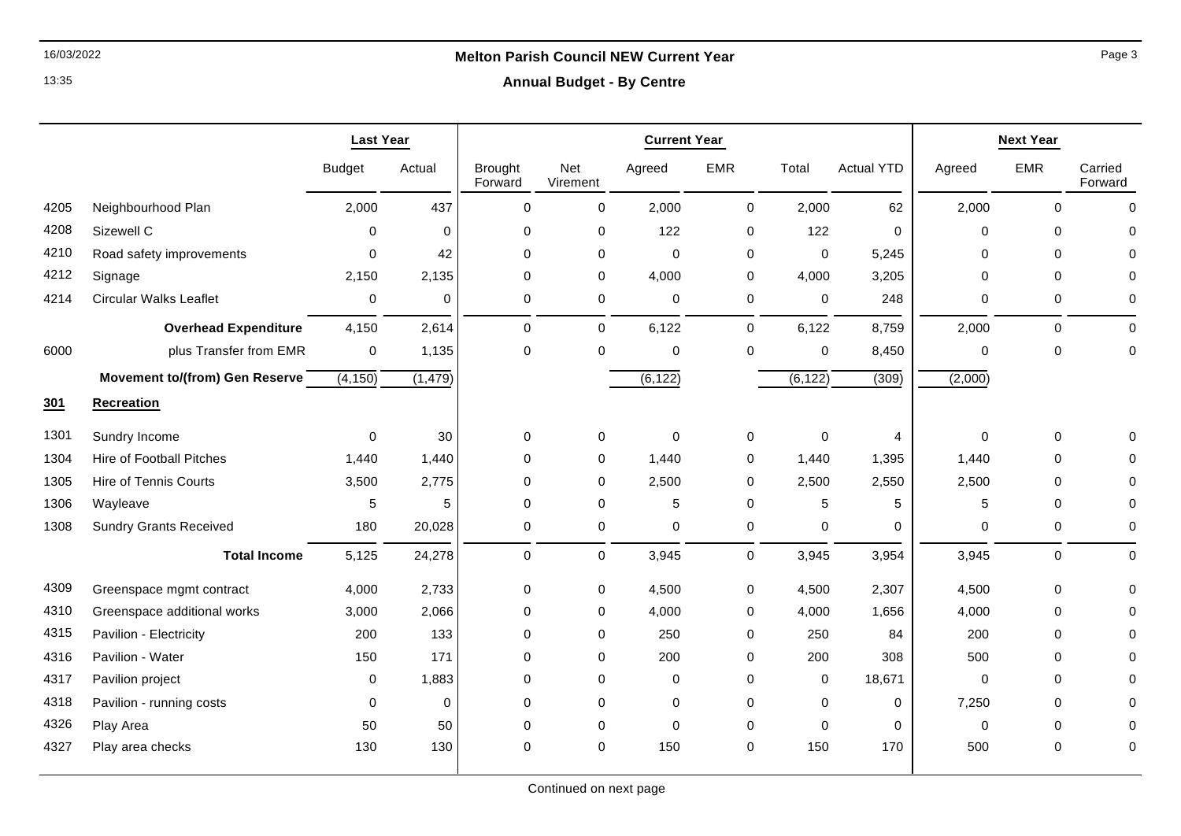# Melton Parish Council NEW Current Year

## Annual Budget - By Centre

| | | Last Year | | Current Year | | | | | | Next Year | | |
|---|---|---|---|---|---|---|---|---|---|---|---|---|
| | | Budget | Actual | Brought Forward | Net Virement | Agreed | EMR | Total | Actual YTD | Agreed | EMR | Carried Forward |
| 4205 | Neighbourhood Plan | 2,000 | 437 | 0 | 0 | 2,000 | 0 | 2,000 | 62 | 2,000 | 0 | 0 |
| 4208 | Sizewell C | 0 | 0 | 0 | 0 | 122 | 0 | 122 | 0 | 0 | 0 | 0 |
| 4210 | Road safety improvements | 0 | 42 | 0 | 0 | 0 | 0 | 0 | 5,245 | 0 | 0 | 0 |
| 4212 | Signage | 2,150 | 2,135 | 0 | 0 | 4,000 | 0 | 4,000 | 3,205 | 0 | 0 | 0 |
| 4214 | Circular Walks Leaflet | 0 | 0 | 0 | 0 | 0 | 0 | 0 | 248 | 0 | 0 | 0 |
| | **Overhead Expenditure** | 4,150 | 2,614 | 0 | 0 | 6,122 | 0 | 6,122 | 8,759 | 2,000 | 0 | 0 |
| 6000 | plus Transfer from EMR | 0 | 1,135 | 0 | 0 | 0 | 0 | 0 | 8,450 | 0 | 0 | 0 |
| | **Movement to/(from) Gen Reserve** | (4,150) | (1,479) | | | (6,122) | | (6,122) | (309) | (2,000) | | |
| **301** | **Recreation** | | | | | | | | | | | |
| 1301 | Sundry Income | 0 | 30 | 0 | 0 | 0 | 0 | 0 | 4 | 0 | 0 | 0 |
| 1304 | Hire of Football Pitches | 1,440 | 1,440 | 0 | 0 | 1,440 | 0 | 1,440 | 1,395 | 1,440 | 0 | 0 |
| 1305 | Hire of Tennis Courts | 3,500 | 2,775 | 0 | 0 | 2,500 | 0 | 2,500 | 2,550 | 2,500 | 0 | 0 |
| 1306 | Wayleave | 5 | 5 | 0 | 0 | 5 | 0 | 5 | 5 | 5 | 0 | 0 |
| 1308 | Sundry Grants Received | 180 | 20,028 | 0 | 0 | 0 | 0 | 0 | 0 | 0 | 0 | 0 |
| | **Total Income** | 5,125 | 24,278 | 0 | 0 | 3,945 | 0 | 3,945 | 3,954 | 3,945 | 0 | 0 |
| 4309 | Greenspace mgmt contract | 4,000 | 2,733 | 0 | 0 | 4,500 | 0 | 4,500 | 2,307 | 4,500 | 0 | 0 |
| 4310 | Greenspace additional works | 3,000 | 2,066 | 0 | 0 | 4,000 | 0 | 4,000 | 1,656 | 4,000 | 0 | 0 |
| 4315 | Pavilion - Electricity | 200 | 133 | 0 | 0 | 250 | 0 | 250 | 84 | 200 | 0 | 0 |
| 4316 | Pavilion - Water | 150 | 171 | 0 | 0 | 200 | 0 | 200 | 308 | 500 | 0 | 0 |
| 4317 | Pavilion project | 0 | 1,883 | 0 | 0 | 0 | 0 | 0 | 18,671 | 0 | 0 | 0 |
| 4318 | Pavilion - running costs | 0 | 0 | 0 | 0 | 0 | 0 | 0 | 0 | 7,250 | 0 | 0 |
| 4326 | Play Area | 50 | 50 | 0 | 0 | 0 | 0 | 0 | 0 | 0 | 0 | 0 |
| 4327 | Play area checks | 130 | 130 | 0 | 0 | 150 | 0 | 150 | 170 | 500 | 0 | 0 |

Continued on next page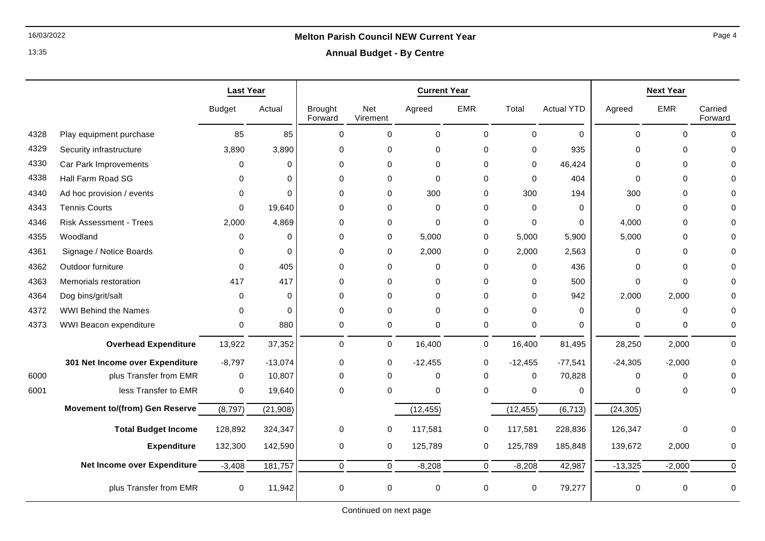## Melton Parish Council NEW Current Year

### Annual Budget - By Centre

| | | Last Year | | Current Year | | | | | | Next Year | | |
|---|---|---|---|---|---|---|---|---|---|---|---|---|
| | | Budget | Actual | Brought Forward | Net Virement | Agreed | EMR | Total | Actual YTD | Agreed | EMR | Carried Forward |
| 4328 | Play equipment purchase | 85 | 85 | 0 | 0 | 0 | 0 | 0 | 0 | 0 | 0 | 0 |
| 4329 | Security infrastructure | 3,890 | 3,890 | 0 | 0 | 0 | 0 | 0 | 935 | 0 | 0 | 0 |
| 4330 | Car Park Improvements | 0 | 0 | 0 | 0 | 0 | 0 | 0 | 46,424 | 0 | 0 | 0 |
| 4338 | Hall Farm Road SG | 0 | 0 | 0 | 0 | 0 | 0 | 0 | 404 | 0 | 0 | 0 |
| 4340 | Ad hoc provision / events | 0 | 0 | 0 | 0 | 300 | 0 | 300 | 194 | 300 | 0 | 0 |
| 4343 | Tennis Courts | 0 | 19,640 | 0 | 0 | 0 | 0 | 0 | 0 | 0 | 0 | 0 |
| 4346 | Risk Assessment - Trees | 2,000 | 4,869 | 0 | 0 | 0 | 0 | 0 | 0 | 4,000 | 0 | 0 |
| 4355 | Woodland | 0 | 0 | 0 | 0 | 5,000 | 0 | 5,000 | 5,900 | 5,000 | 0 | 0 |
| 4361 | Signage / Notice Boards | 0 | 0 | 0 | 0 | 2,000 | 0 | 2,000 | 2,563 | 0 | 0 | 0 |
| 4362 | Outdoor furniture | 0 | 405 | 0 | 0 | 0 | 0 | 0 | 436 | 0 | 0 | 0 |
| 4363 | Memorials restoration | 417 | 417 | 0 | 0 | 0 | 0 | 0 | 500 | 0 | 0 | 0 |
| 4364 | Dog bins/grit/salt | 0 | 0 | 0 | 0 | 0 | 0 | 0 | 942 | 2,000 | 2,000 | 0 |
| 4372 | WWI Behind the Names | 0 | 0 | 0 | 0 | 0 | 0 | 0 | 0 | 0 | 0 | 0 |
| 4373 | WWI Beacon expenditure | 0 | 880 | 0 | 0 | 0 | 0 | 0 | 0 | 0 | 0 | 0 |
| | **Overhead Expenditure** | 13,922 | 37,352 | 0 | 0 | 16,400 | 0 | 16,400 | 81,495 | 28,250 | 2,000 | 0 |
| | **301 Net Income over Expenditure** | -8,797 | -13,074 | 0 | 0 | -12,455 | 0 | -12,455 | -77,541 | -24,305 | -2,000 | 0 |
| 6000 | plus Transfer from EMR | 0 | 10,807 | 0 | 0 | 0 | 0 | 0 | 70,828 | 0 | 0 | 0 |
| 6001 | less Transfer to EMR | 0 | 19,640 | 0 | 0 | 0 | 0 | 0 | 0 | 0 | 0 | 0 |
| | **Movement to/(from) Gen Reserve** | (8,797) | (21,908) | | | (12,455) | | (12,455) | (6,713) | (24,305) | | |
| | **Total Budget Income** | 128,892 | 324,347 | 0 | 0 | 117,581 | 0 | 117,581 | 228,836 | 126,347 | 0 | 0 |
| | **Expenditure** | 132,300 | 142,590 | 0 | 0 | 125,789 | 0 | 125,789 | 185,848 | 139,672 | 2,000 | 0 |
| | **Net Income over Expenditure** | -3,408 | 181,757 | 0 | 0 | -8,208 | 0 | -8,208 | 42,987 | -13,325 | -2,000 | 0 |
| | plus Transfer from EMR | 0 | 11,942 | 0 | 0 | 0 | 0 | 0 | 79,277 | 0 | 0 | 0 |

Continued on next page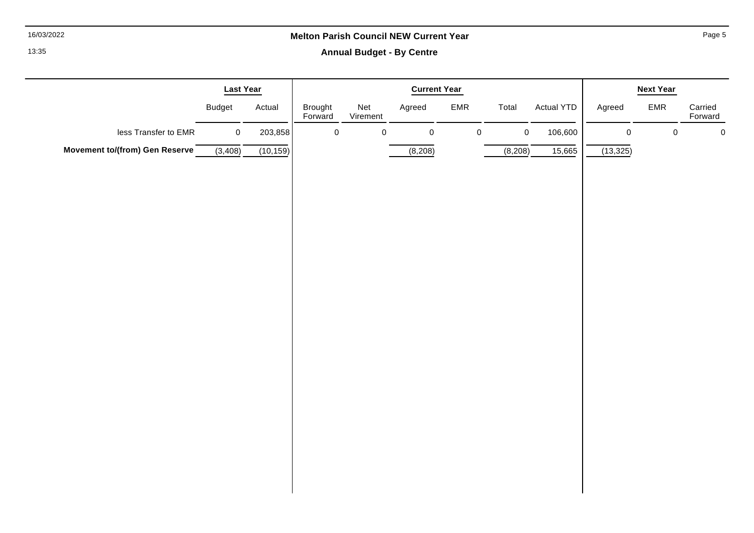## Melton Parish Council NEW Current Year

### Annual Budget - By Centre

| | Last Year | | Current Year | | | | | | Next Year | | |
|---|---|---|---|---|---|---|---|---|---|---|---|
| | Budget | Actual | Brought Forward | Net Virement | Agreed | EMR | Total | Actual YTD | Agreed | EMR | Carried Forward |
| less Transfer to EMR | 0 | 203,858 | 0 | 0 | 0 | 0 | 0 | 106,600 | 0 | 0 | 0 |
| **Movement to/(from) Gen Reserve** | (3,408) | (10,159) | | | (8,208) | | (8,208) | 15,665 | (13,325) | | |